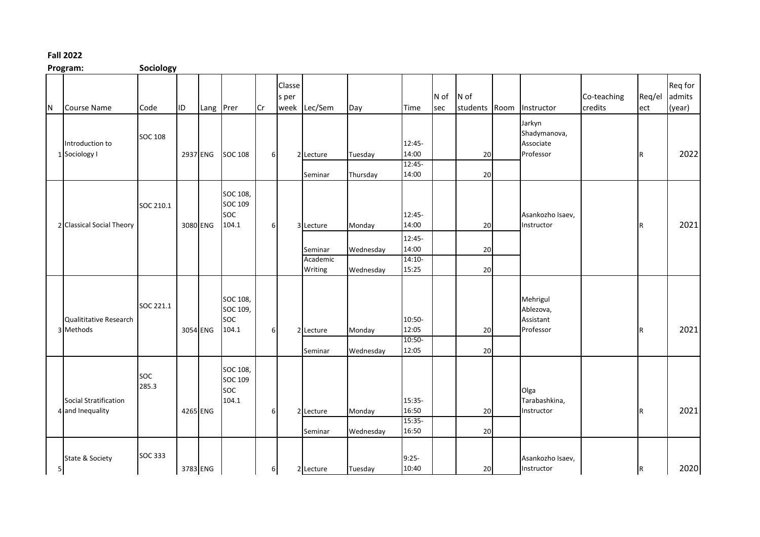**Fall 2022**

**Program:** **Sociology**

| N | Course Name | Code | ID | Lang | Prer | Cr | Classes per week | Lec/Sem | Day | Time | N of sec | N of students | Room | Instructor | Co-teaching credits | Req/elect | Req for admits (year) |
|---|---|---|---|---|---|---|---|---|---|---|---|---|---|---|---|---|---|
| 1 | Introduction to Sociology I | SOC 108 | 2937 | ENG | SOC 108 | 6 | 2 | Lecture | Tuesday | 12:45-14:00 | | 20 | | Jarkyn Shadymanova, Associate Professor | | R | 2022 |
| | | | | | | | | Seminar | Thursday | 12:45-14:00 | | 20 | | | | | |
| 2 | Classical Social Theory | SOC 210.1 | 3080 | ENG | SOC 108, SOC 109 SOC 104.1 | 6 | 3 | Lecture | Monday | 12:45-14:00 | | 20 | | Asankozho Isaev, Instructor | | R | 2021 |
| | | | | | | | | Seminar | Wednesday | 12:45-14:00 | | 20 | | | | | |
| | | | | | | | | Academic Writing | Wednesday | 14:10-15:25 | | 20 | | | | | |
| 3 | Qualititative Research Methods | SOC 221.1 | 3054 | ENG | SOC 108, SOC 109, SOC 104.1 | 6 | 2 | Lecture | Monday | 10:50-12:05 | | 20 | | Mehrigul Ablezova, Assistant Professor | | R | 2021 |
| | | | | | | | | Seminar | Wednesday | 10:50-12:05 | | 20 | | | | | |
| 4 | Social Stratification and Inequality | SOC 285.3 | 4265 | ENG | SOC 108, SOC 109 SOC 104.1 | 6 | 2 | Lecture | Monday | 15:35-16:50 | | 20 | | Olga Tarabashkina, Instructor | | R | 2021 |
| | | | | | | | | Seminar | Wednesday | 15:35-16:50 | | 20 | | | | | |
| 5 | State & Society | SOC 333 | 3783 | ENG | | 6 | 2 | Lecture | Tuesday | 9:25-10:40 | | 20 | | Asankozho Isaev, Instructor | | R | 2020 |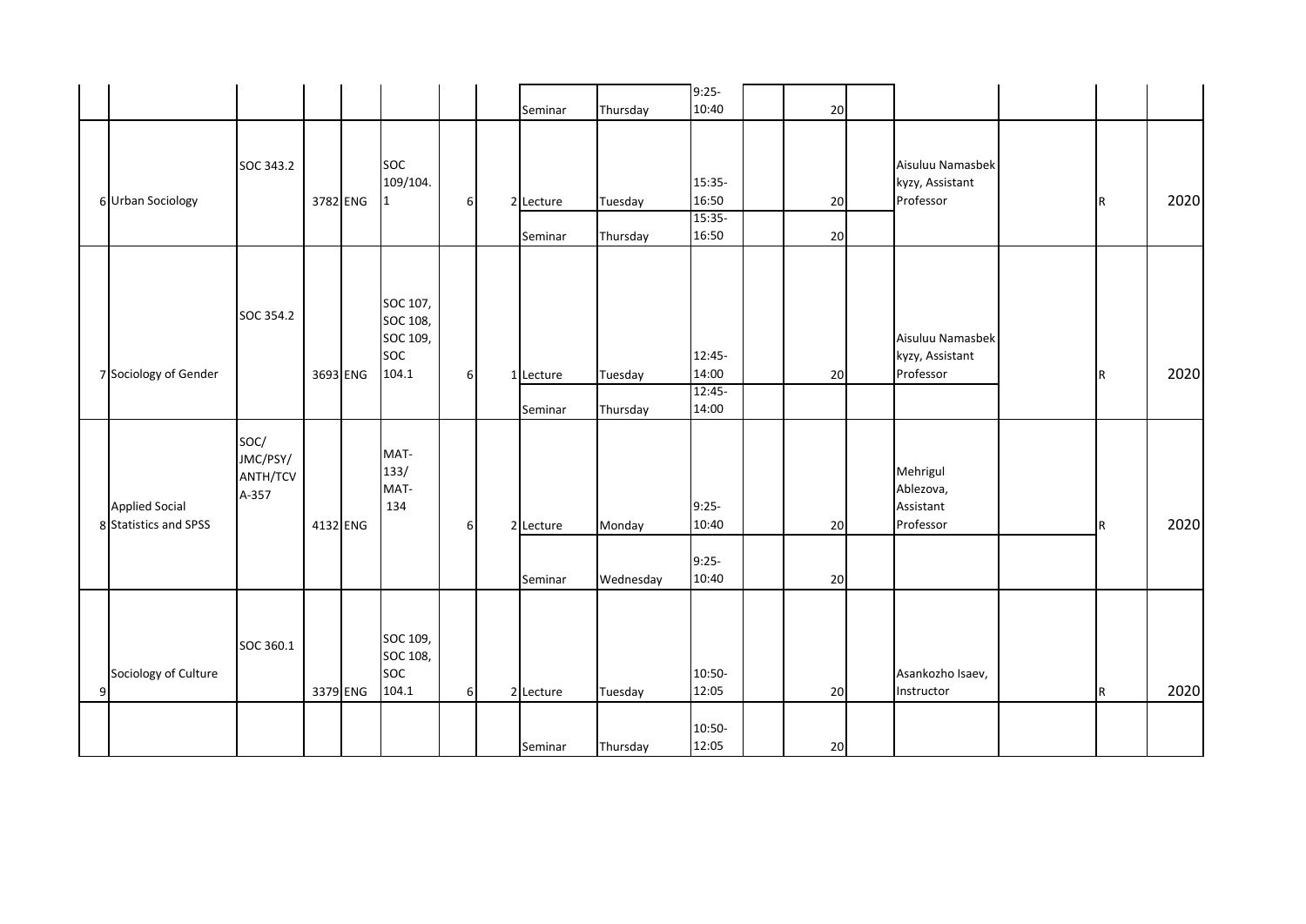| | | | | | | | | | | | | | | | | | |
|---|---|---|---|---|---|---|---|---|---|---|---|---|---|---|---|---|---|
| | | | | | | | | Seminar | Thursday | 9:25-10:40 | | 20 | | | | | |
| 6 | Urban Sociology | SOC 343.2 | 3782 | ENG | SOC 109/104.1 | 6 | 2 | Lecture | Tuesday | 15:35-16:50 | | 20 | | Aisuluu Namasbek kyzy, Assistant Professor | | R | 2020 |
| | | | | | | | | Seminar | Thursday | 15:35-16:50 | | 20 | | | | | |
| 7 | Sociology of Gender | SOC 354.2 | 3693 | ENG | SOC 107, SOC 108, SOC 109, SOC 104.1 | 6 | 1 | Lecture | Tuesday | 12:45-14:00 | | 20 | | Aisuluu Namasbek kyzy, Assistant Professor | | R | 2020 |
| | | | | | | | | Seminar | Thursday | 12:45-14:00 | | | | | | | |
| 8 | Applied Social Statistics and SPSS | SOC/ JMC/PSY/ ANTH/TCV A-357 | 4132 | ENG | MAT-133/ MAT-134 | 6 | 2 | Lecture | Monday | 9:25-10:40 | | 20 | | Mehrigul Ablezova, Assistant Professor | | R | 2020 |
| | | | | | | | | Seminar | Wednesday | 9:25-10:40 | | 20 | | | | | |
| 9 | Sociology of Culture | SOC 360.1 | 3379 | ENG | SOC 109, SOC 108, SOC 104.1 | 6 | 2 | Lecture | Tuesday | 10:50-12:05 | | 20 | | Asankozho Isaev, Instructor | | R | 2020 |
| | | | | | | | | Seminar | Thursday | 10:50-12:05 | | 20 | | | | | |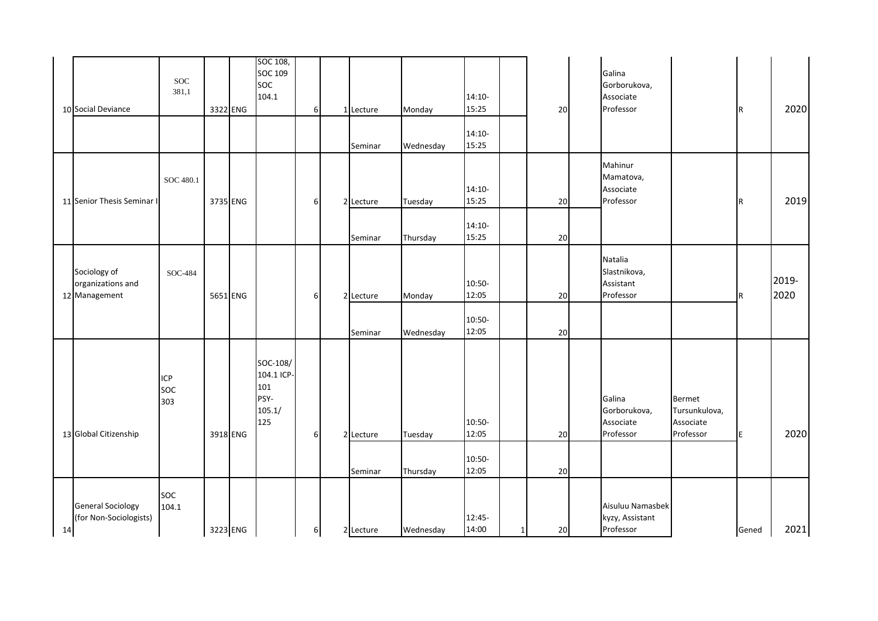| 10 | Social Deviance | SOC 381,1 | 3322 | ENG | SOC 108, SOC 109 SOC 104.1 | 6 | 1 | Lecture | Monday | 14:10-15:25 | | 20 | | Galina Gorborukova, Associate Professor | | R | 2020 |
|---|---|---|---|---|---|---|---|---|---|---|---|---|---|---|---|---|---|
| | | | | | | | | Seminar | Wednesday | 14:10-15:25 | | | | | | | |
| 11 | Senior Thesis Seminar I | SOC 480.1 | 3735 | ENG | | 6 | 2 | Lecture | Tuesday | 14:10-15:25 | | 20 | | Mahinur Mamatova, Associate Professor | | R | 2019 |
| | | | | | | | | Seminar | Thursday | 14:10-15:25 | | 20 | | | | | |
| 12 | Sociology of organizations and Management | SOC-484 | 5651 | ENG | | 6 | 2 | Lecture | Monday | 10:50-12:05 | | 20 | | Natalia Slastnikova, Assistant Professor | | R | 2019-2020 |
| | | | | | | | | Seminar | Wednesday | 10:50-12:05 | | 20 | | | | | |
| 13 | Global Citizenship | ICP SOC 303 | 3918 | ENG | SOC-108/ 104.1 ICP-101 PSY-105.1/ 125 | 6 | 2 | Lecture | Tuesday | 10:50-12:05 | | 20 | | Galina Gorborukova, Associate Professor | Bermet Tursunkulova, Associate Professor | E | 2020 |
| | | | | | | | | Seminar | Thursday | 10:50-12:05 | | 20 | | | | | |
| 14 | General Sociology (for Non-Sociologists) | SOC 104.1 | 3223 | ENG | | 6 | 2 | Lecture | Wednesday | 12:45-14:00 | 1 | 20 | | Aisuluu Namasbek kyzy, Assistant Professor | | Gened | 2021 |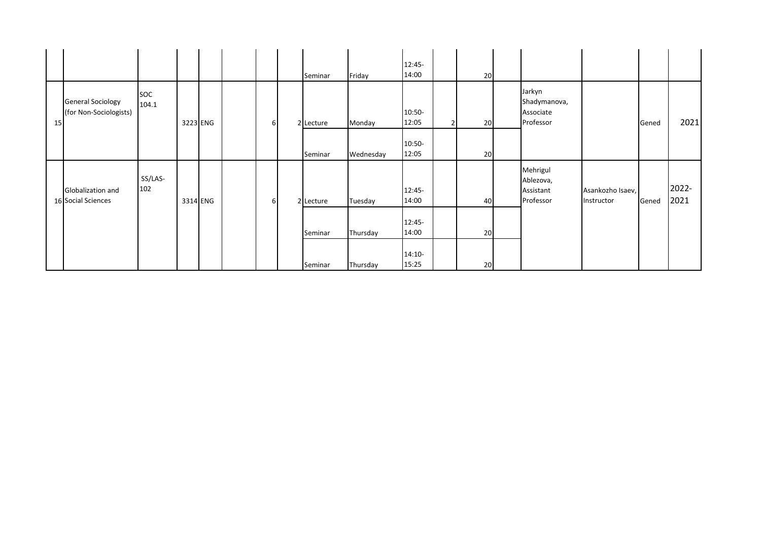| | | | | | | | | | | | | | | | | | |
|---|---|---|---|---|---|---|---|---|---|---|---|---|---|---|---|---|---|
| | | | | | | | | Seminar | Friday | 12:45-14:00 | | 20 | | | | | |
| 15 | General Sociology (for Non-Sociologists) | SOC 104.1 | 3223 | ENG | | 6 | 2 | Lecture | Monday | 10:50-12:05 | 2 | 20 | | Jarkyn Shadymanova, Associate Professor | | Gened | 2021 |
| | | | | | | | | Seminar | Wednesday | 10:50-12:05 | | 20 | | | | | |
| 16 | Globalization and Social Sciences | SS/LAS-102 | 3314 | ENG | | 6 | 2 | Lecture | Tuesday | 12:45-14:00 | | 40 | | Mehrigul Ablezova, Assistant Professor | Asankozho Isaev, Instructor | Gened | 2022-2021 |
| | | | | | | | | Seminar | Thursday | 12:45-14:00 | | 20 | | | | | |
| | | | | | | | | Seminar | Thursday | 14:10-15:25 | | 20 | | | | | |